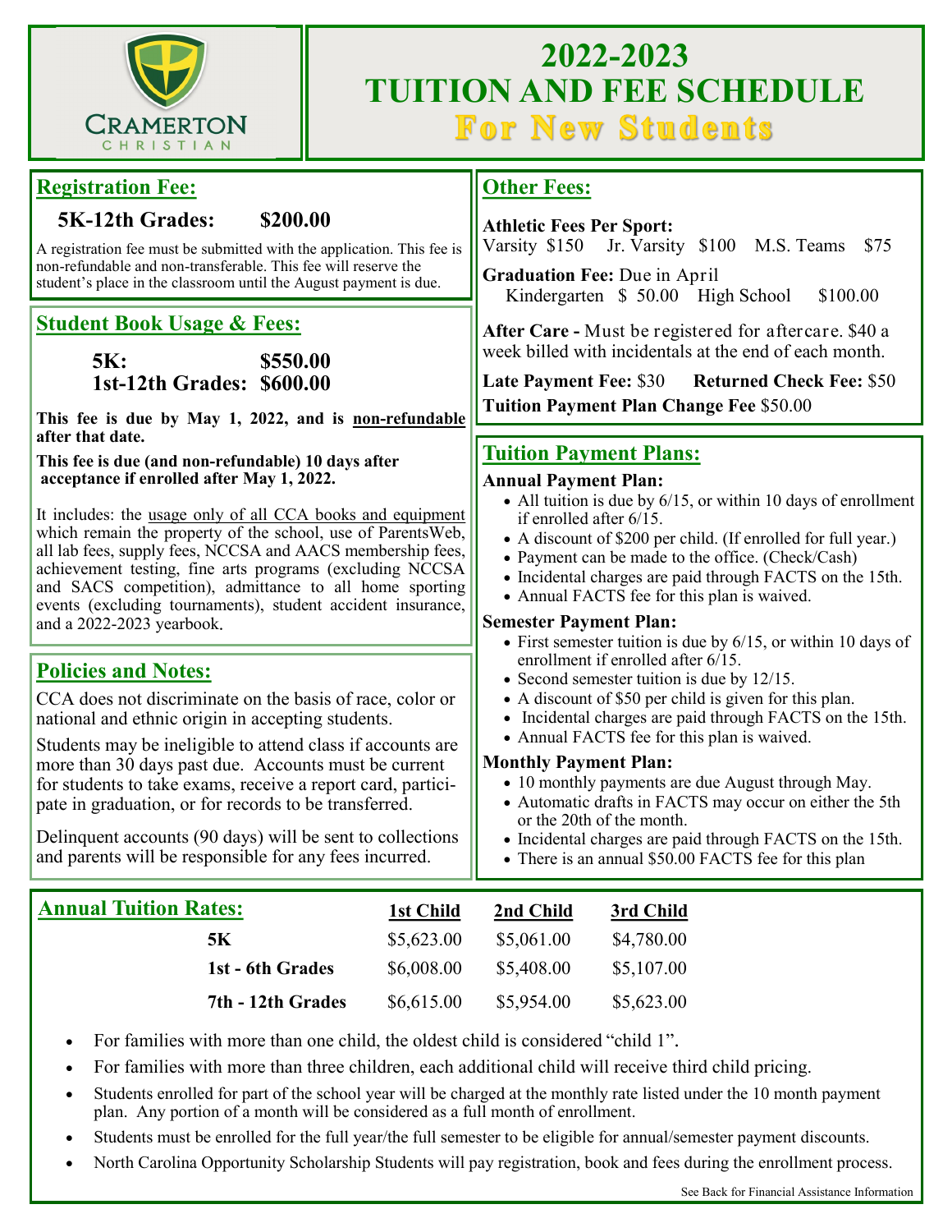Cramerton Christian

# 2022-2023 TUITION AND FEE SCHEDULE

## For New Students

## Registration Fee:

**5K-12th Grades: $200.00**

A registration fee must be submitted with the application. This fee is non-refundable and non-transferable. This fee will reserve the student's place in the classroom until the August payment is due.

## Student Book Usage & Fees:

**5K: $550.00**
**1st-12th Grades: $600.00**

**This fee is due by May 1, 2022, and is non-refundable after that date.**

**This fee is due (and non-refundable) 10 days after acceptance if enrolled after May 1, 2022.**

It includes: the usage only of all CCA books and equipment which remain the property of the school, use of ParentsWeb, all lab fees, supply fees, NCCSA and AACS membership fees, achievement testing, fine arts programs (excluding NCCSA and SACS competition), admittance to all home sporting events (excluding tournaments), student accident insurance, and a 2022-2023 yearbook.

## Policies and Notes:

CCA does not discriminate on the basis of race, color or national and ethnic origin in accepting students.

Students may be ineligible to attend class if accounts are more than 30 days past due. Accounts must be current for students to take exams, receive a report card, participate in graduation, or for records to be transferred.

Delinquent accounts (90 days) will be sent to collections and parents will be responsible for any fees incurred.

## Other Fees:

**Athletic Fees Per Sport:**
Varsity $150 Jr. Varsity $100 M.S. Teams $75

**Graduation Fee:** Due in April
Kindergarten $ 50.00 High School $100.00

**After Care -** Must be registered for aftercare. $40 a week billed with incidentals at the end of each month.

**Late Payment Fee:** $30 **Returned Check Fee:** $50

**Tuition Payment Plan Change Fee** $50.00

## Tuition Payment Plans:

**Annual Payment Plan:**

- All tuition is due by 6/15, or within 10 days of enrollment if enrolled after 6/15.
- A discount of $200 per child. (If enrolled for full year.)
- Payment can be made to the office. (Check/Cash)
- Incidental charges are paid through FACTS on the 15th.
- Annual FACTS fee for this plan is waived.

**Semester Payment Plan:**

- First semester tuition is due by 6/15, or within 10 days of enrollment if enrolled after 6/15.
- Second semester tuition is due by 12/15.
- A discount of $50 per child is given for this plan.
- Incidental charges are paid through FACTS on the 15th.
- Annual FACTS fee for this plan is waived.

**Monthly Payment Plan:**

- 10 monthly payments are due August through May.
- Automatic drafts in FACTS may occur on either the 5th or the 20th of the month.
- Incidental charges are paid through FACTS on the 15th.
- There is an annual $50.00 FACTS fee for this plan

## Annual Tuition Rates:

| | 1st Child | 2nd Child | 3rd Child |
|---|---|---|---|
| **5K** | $5,623.00 | $5,061.00 | $4,780.00 |
| **1st - 6th Grades** | $6,008.00 | $5,408.00 | $5,107.00 |
| **7th - 12th Grades** | $6,615.00 | $5,954.00 | $5,623.00 |

- For families with more than one child, the oldest child is considered "child 1".
- For families with more than three children, each additional child will receive third child pricing.
- Students enrolled for part of the school year will be charged at the monthly rate listed under the 10 month payment plan. Any portion of a month will be considered as a full month of enrollment.
- Students must be enrolled for the full year/the full semester to be eligible for annual/semester payment discounts.
- North Carolina Opportunity Scholarship Students will pay registration, book and fees during the enrollment process.

See Back for Financial Assistance Information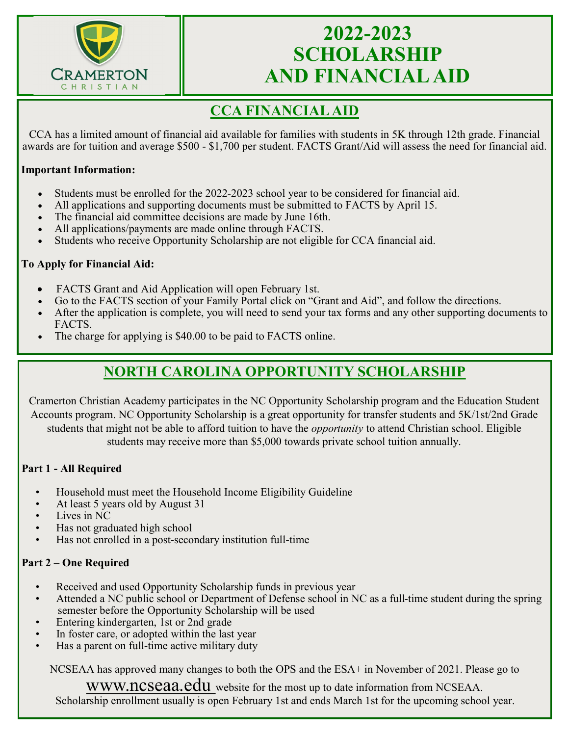Cramerton Christian

# 2022-2023 SCHOLARSHIP AND FINANCIAL AID

## CCA FINANCIAL AID

CCA has a limited amount of financial aid available for families with students in 5K through 12th grade. Financial awards are for tuition and average $500 - $1,700 per student. FACTS Grant/Aid will assess the need for financial aid.

**Important Information:**

- Students must be enrolled for the 2022-2023 school year to be considered for financial aid.
- All applications and supporting documents must be submitted to FACTS by April 15.
- The financial aid committee decisions are made by June 16th.
- All applications/payments are made online through FACTS.
- Students who receive Opportunity Scholarship are not eligible for CCA financial aid.

**To Apply for Financial Aid:**

- FACTS Grant and Aid Application will open February 1st.
- Go to the FACTS section of your Family Portal click on "Grant and Aid", and follow the directions.
- After the application is complete, you will need to send your tax forms and any other supporting documents to FACTS.
- The charge for applying is $40.00 to be paid to FACTS online.

## NORTH CAROLINA OPPORTUNITY SCHOLARSHIP

Cramerton Christian Academy participates in the NC Opportunity Scholarship program and the Education Student Accounts program. NC Opportunity Scholarship is a great opportunity for transfer students and 5K/1st/2nd Grade students that might not be able to afford tuition to have the *opportunity* to attend Christian school. Eligible students may receive more than $5,000 towards private school tuition annually.

**Part 1 - All Required**

- Household must meet the Household Income Eligibility Guideline
- At least 5 years old by August 31
- Lives in NC
- Has not graduated high school
- Has not enrolled in a post-secondary institution full-time

**Part 2 – One Required**

- Received and used Opportunity Scholarship funds in previous year
- Attended a NC public school or Department of Defense school in NC as a full-time student during the spring semester before the Opportunity Scholarship will be used
- Entering kindergarten, 1st or 2nd grade
- In foster care, or adopted within the last year
- Has a parent on full-time active military duty

NCSEAA has approved many changes to both the OPS and the ESA+ in November of 2021. Please go to www.ncseaa.edu website for the most up to date information from NCSEAA. Scholarship enrollment usually is open February 1st and ends March 1st for the upcoming school year.